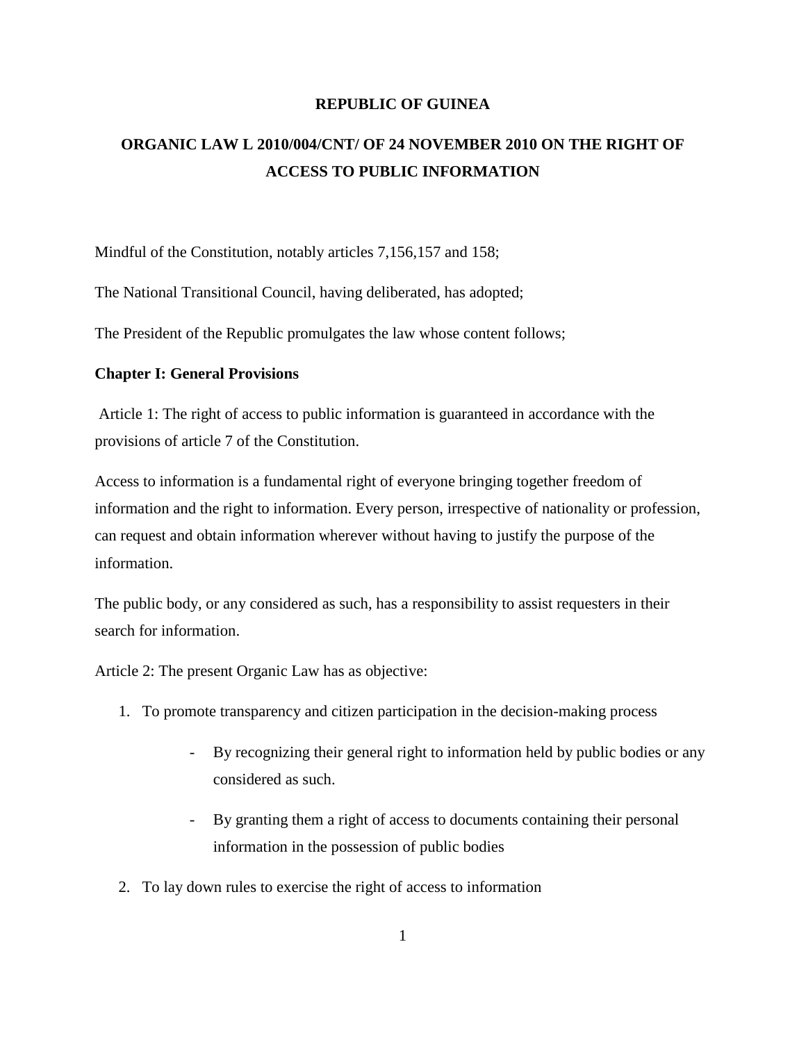# REPUBLIC OF GUINEA

## ORGANIC LAW L 2010/004/CNT/ OF 24 NOVEMBER 2010 ON THE RIGHT OF ACCESS TO PUBLIC INFORMATION

Mindful of the Constitution, notably articles 7,156,157 and 158;

The National Transitional Council, having deliberated, has adopted;

The President of the Republic promulgates the law whose content follows;

### Chapter I: General Provisions

Article 1: The right of access to public information is guaranteed in accordance with the provisions of article 7 of the Constitution.

Access to information is a fundamental right of everyone bringing together freedom of information and the right to information. Every person, irrespective of nationality or profession, can request and obtain information wherever without having to justify the purpose of the information.

The public body, or any considered as such, has a responsibility to assist requesters in their search for information.

Article 2: The present Organic Law has as objective:

1. To promote transparency and citizen participation in the decision-making process
    - By recognizing their general right to information held by public bodies or any considered as such.
    - By granting them a right of access to documents containing their personal information in the possession of public bodies
2. To lay down rules to exercise the right of access to information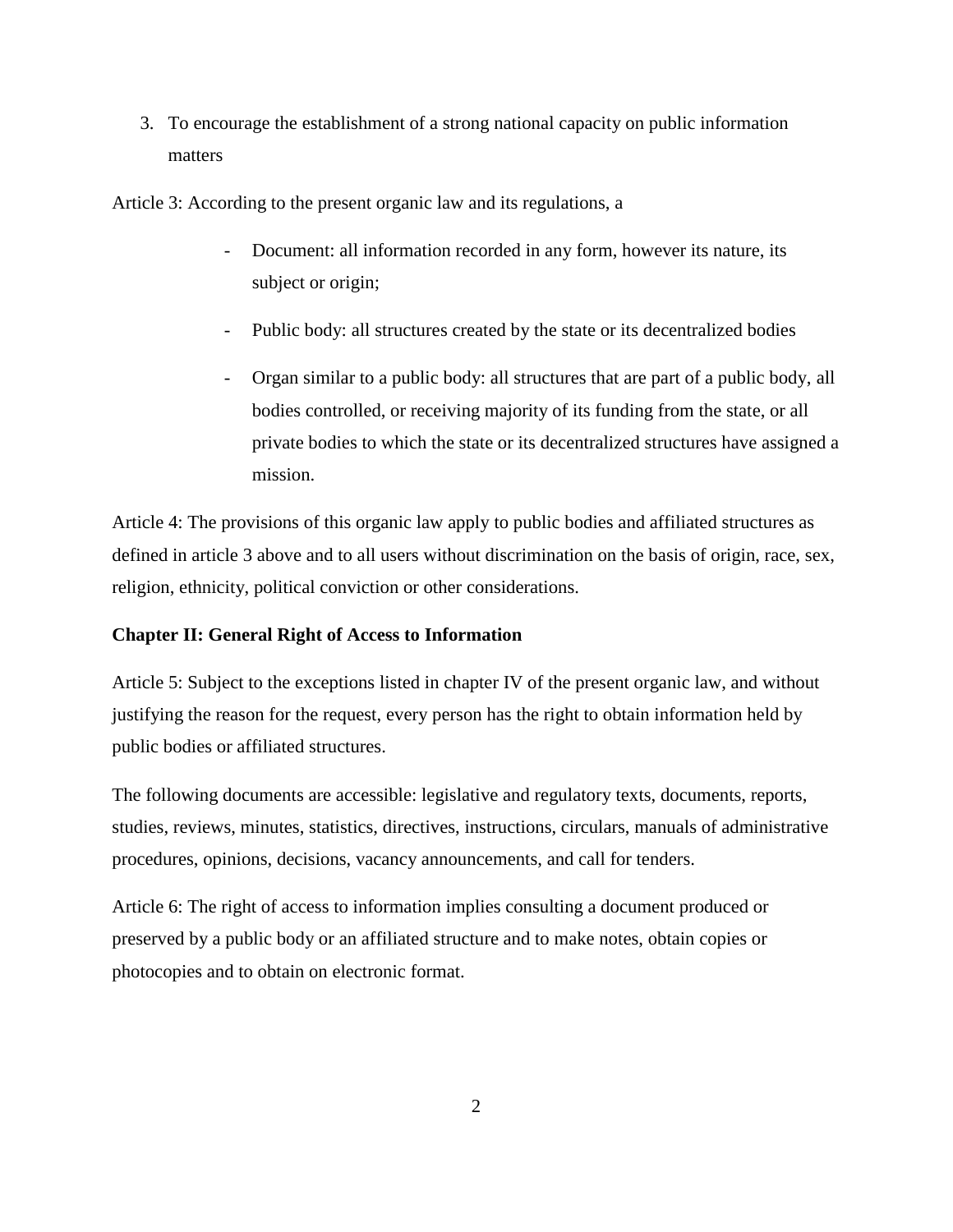3. To encourage the establishment of a strong national capacity on public information matters

Article 3: According to the present organic law and its regulations, a

- Document: all information recorded in any form, however its nature, its subject or origin;
- Public body: all structures created by the state or its decentralized bodies
- Organ similar to a public body: all structures that are part of a public body, all bodies controlled, or receiving majority of its funding from the state, or all private bodies to which the state or its decentralized structures have assigned a mission.

Article 4: The provisions of this organic law apply to public bodies and affiliated structures as defined in article 3 above and to all users without discrimination on the basis of origin, race, sex, religion, ethnicity, political conviction or other considerations.

**Chapter II: General Right of Access to Information**

Article 5: Subject to the exceptions listed in chapter IV of the present organic law, and without justifying the reason for the request, every person has the right to obtain information held by public bodies or affiliated structures.

The following documents are accessible: legislative and regulatory texts, documents, reports, studies, reviews, minutes, statistics, directives, instructions, circulars, manuals of administrative procedures, opinions, decisions, vacancy announcements, and call for tenders.

Article 6: The right of access to information implies consulting a document produced or preserved by a public body or an affiliated structure and to make notes, obtain copies or photocopies and to obtain on electronic format.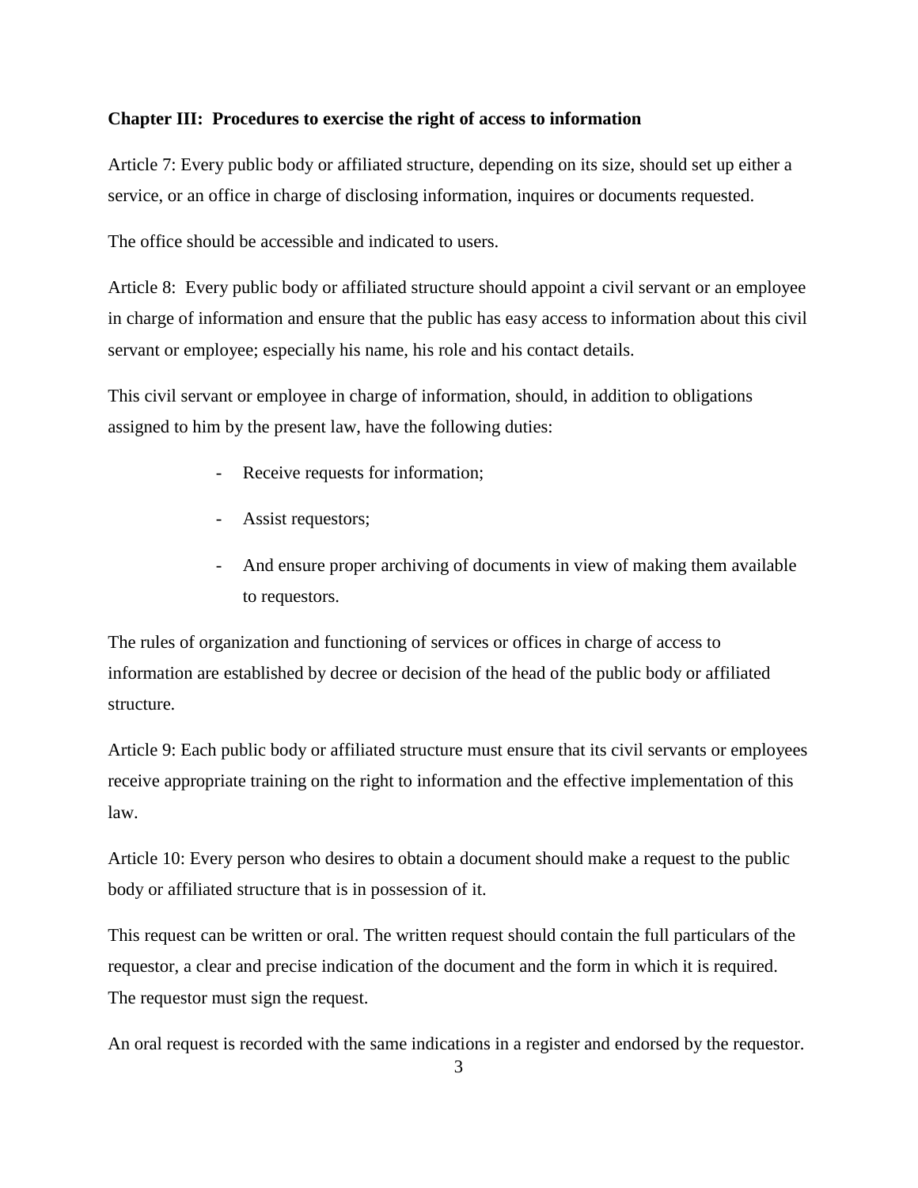**Chapter III: Procedures to exercise the right of access to information**

Article 7: Every public body or affiliated structure, depending on its size, should set up either a service, or an office in charge of disclosing information, inquires or documents requested.

The office should be accessible and indicated to users.

Article 8: Every public body or affiliated structure should appoint a civil servant or an employee in charge of information and ensure that the public has easy access to information about this civil servant or employee; especially his name, his role and his contact details.

This civil servant or employee in charge of information, should, in addition to obligations assigned to him by the present law, have the following duties:

- Receive requests for information;
- Assist requestors;
- And ensure proper archiving of documents in view of making them available to requestors.

The rules of organization and functioning of services or offices in charge of access to information are established by decree or decision of the head of the public body or affiliated structure.

Article 9: Each public body or affiliated structure must ensure that its civil servants or employees receive appropriate training on the right to information and the effective implementation of this law.

Article 10: Every person who desires to obtain a document should make a request to the public body or affiliated structure that is in possession of it.

This request can be written or oral. The written request should contain the full particulars of the requestor, a clear and precise indication of the document and the form in which it is required. The requestor must sign the request.

An oral request is recorded with the same indications in a register and endorsed by the requestor.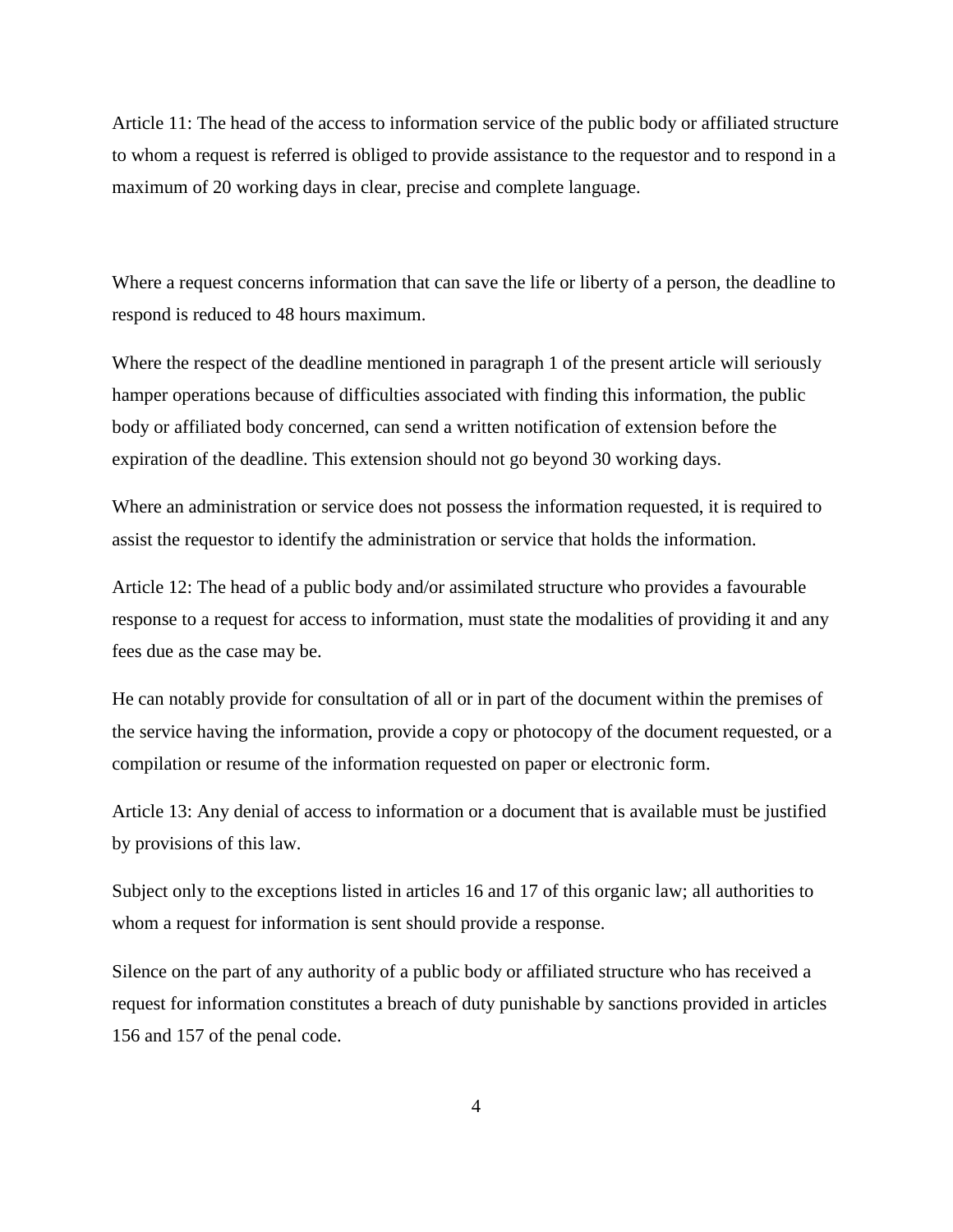Article 11: The head of the access to information service of the public body or affiliated structure to whom a request is referred is obliged to provide assistance to the requestor and to respond in a maximum of 20 working days in clear, precise and complete language.

Where a request concerns information that can save the life or liberty of a person, the deadline to respond is reduced to 48 hours maximum.

Where the respect of the deadline mentioned in paragraph 1 of the present article will seriously hamper operations because of difficulties associated with finding this information, the public body or affiliated body concerned, can send a written notification of extension before the expiration of the deadline. This extension should not go beyond 30 working days.

Where an administration or service does not possess the information requested, it is required to assist the requestor to identify the administration or service that holds the information.

Article 12: The head of a public body and/or assimilated structure who provides a favourable response to a request for access to information, must state the modalities of providing it and any fees due as the case may be.

He can notably provide for consultation of all or in part of the document within the premises of the service having the information, provide a copy or photocopy of the document requested, or a compilation or resume of the information requested on paper or electronic form.

Article 13: Any denial of access to information or a document that is available must be justified by provisions of this law.

Subject only to the exceptions listed in articles 16 and 17 of this organic law; all authorities to whom a request for information is sent should provide a response.

Silence on the part of any authority of a public body or affiliated structure who has received a request for information constitutes a breach of duty punishable by sanctions provided in articles 156 and 157 of the penal code.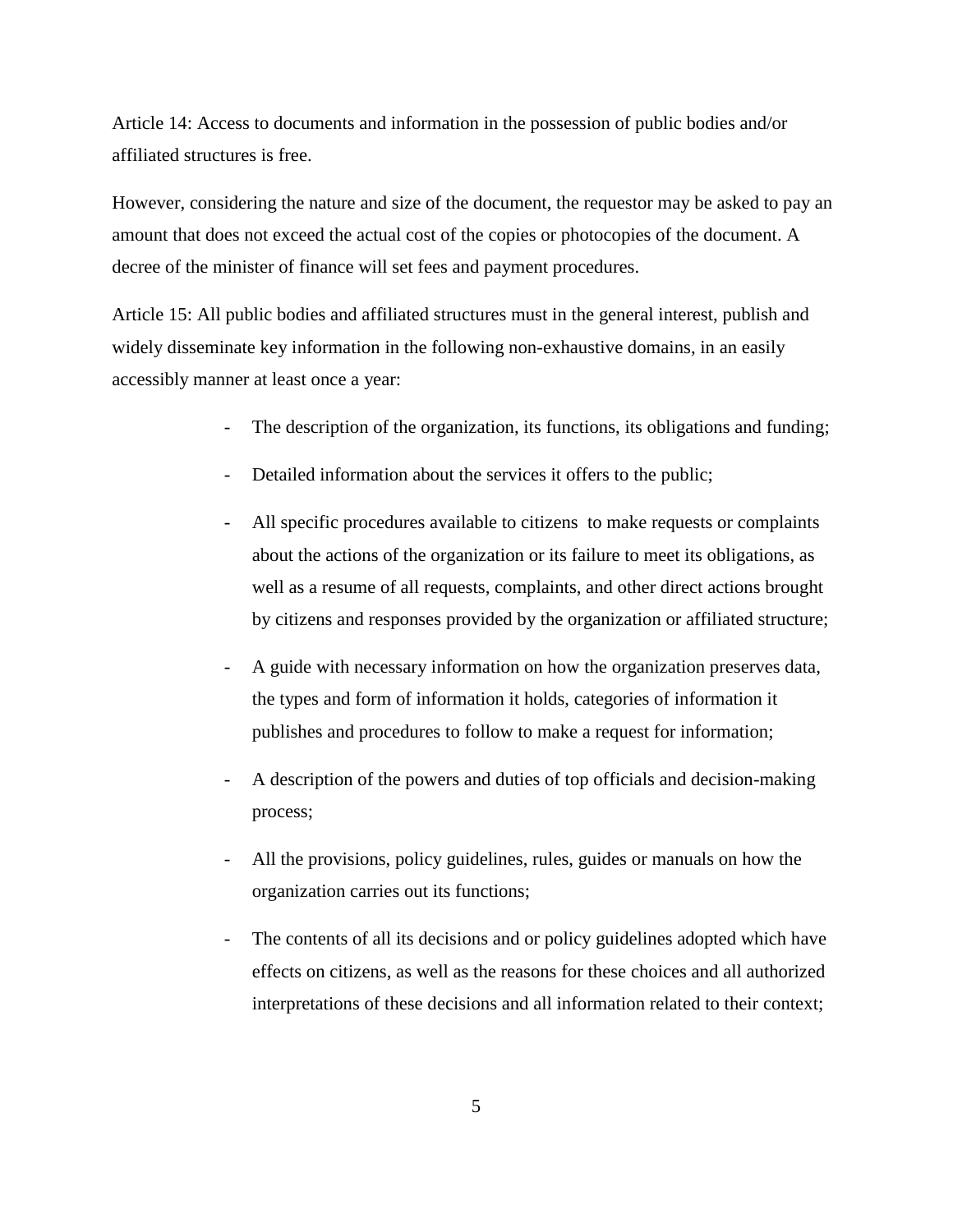Article 14: Access to documents and information in the possession of public bodies and/or affiliated structures is free.

However, considering the nature and size of the document, the requestor may be asked to pay an amount that does not exceed the actual cost of the copies or photocopies of the document. A decree of the minister of finance will set fees and payment procedures.

Article 15: All public bodies and affiliated structures must in the general interest, publish and widely disseminate key information in the following non-exhaustive domains, in an easily accessibly manner at least once a year:

- The description of the organization, its functions, its obligations and funding;
- Detailed information about the services it offers to the public;
- All specific procedures available to citizens to make requests or complaints about the actions of the organization or its failure to meet its obligations, as well as a resume of all requests, complaints, and other direct actions brought by citizens and responses provided by the organization or affiliated structure;
- A guide with necessary information on how the organization preserves data, the types and form of information it holds, categories of information it publishes and procedures to follow to make a request for information;
- A description of the powers and duties of top officials and decision-making process;
- All the provisions, policy guidelines, rules, guides or manuals on how the organization carries out its functions;
- The contents of all its decisions and or policy guidelines adopted which have effects on citizens, as well as the reasons for these choices and all authorized interpretations of these decisions and all information related to their context;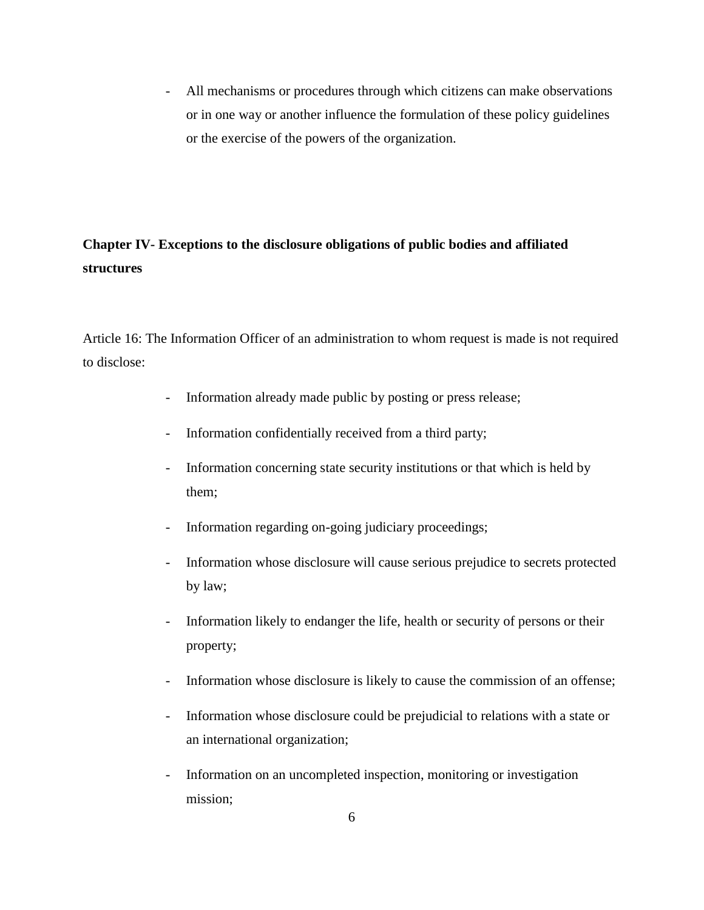- All mechanisms or procedures through which citizens can make observations or in one way or another influence the formulation of these policy guidelines or the exercise of the powers of the organization.

**Chapter IV- Exceptions to the disclosure obligations of public bodies and affiliated structures**

Article 16: The Information Officer of an administration to whom request is made is not required to disclose:

- Information already made public by posting or press release;
- Information confidentially received from a third party;
- Information concerning state security institutions or that which is held by them;
- Information regarding on-going judiciary proceedings;
- Information whose disclosure will cause serious prejudice to secrets protected by law;
- Information likely to endanger the life, health or security of persons or their property;
- Information whose disclosure is likely to cause the commission of an offense;
- Information whose disclosure could be prejudicial to relations with a state or an international organization;
- Information on an uncompleted inspection, monitoring or investigation mission;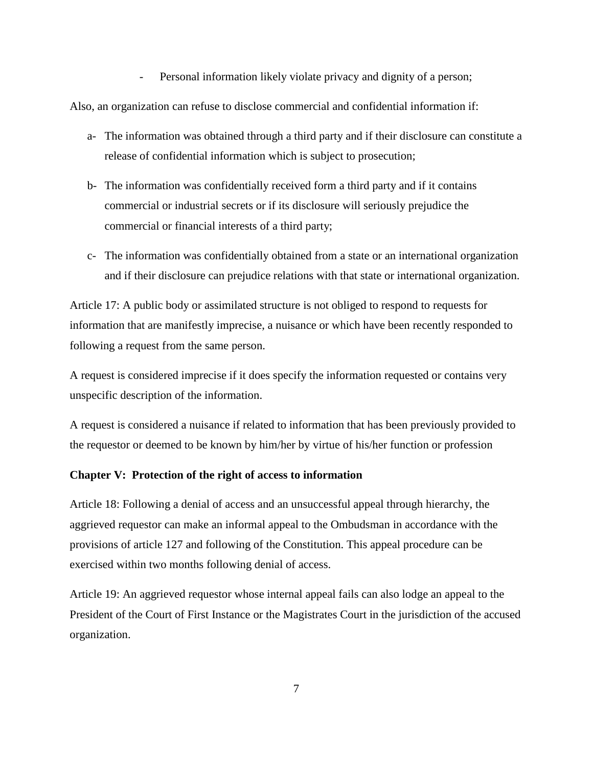- Personal information likely violate privacy and dignity of a person;

Also, an organization can refuse to disclose commercial and confidential information if:

a- The information was obtained through a third party and if their disclosure can constitute a release of confidential information which is subject to prosecution;

b- The information was confidentially received form a third party and if it contains commercial or industrial secrets or if its disclosure will seriously prejudice the commercial or financial interests of a third party;

c- The information was confidentially obtained from a state or an international organization and if their disclosure can prejudice relations with that state or international organization.

Article 17: A public body or assimilated structure is not obliged to respond to requests for information that are manifestly imprecise, a nuisance or which have been recently responded to following a request from the same person.

A request is considered imprecise if it does specify the information requested or contains very unspecific description of the information.

A request is considered a nuisance if related to information that has been previously provided to the requestor or deemed to be known by him/her by virtue of his/her function or profession

**Chapter V: Protection of the right of access to information**

Article 18: Following a denial of access and an unsuccessful appeal through hierarchy, the aggrieved requestor can make an informal appeal to the Ombudsman in accordance with the provisions of article 127 and following of the Constitution. This appeal procedure can be exercised within two months following denial of access.

Article 19: An aggrieved requestor whose internal appeal fails can also lodge an appeal to the President of the Court of First Instance or the Magistrates Court in the jurisdiction of the accused organization.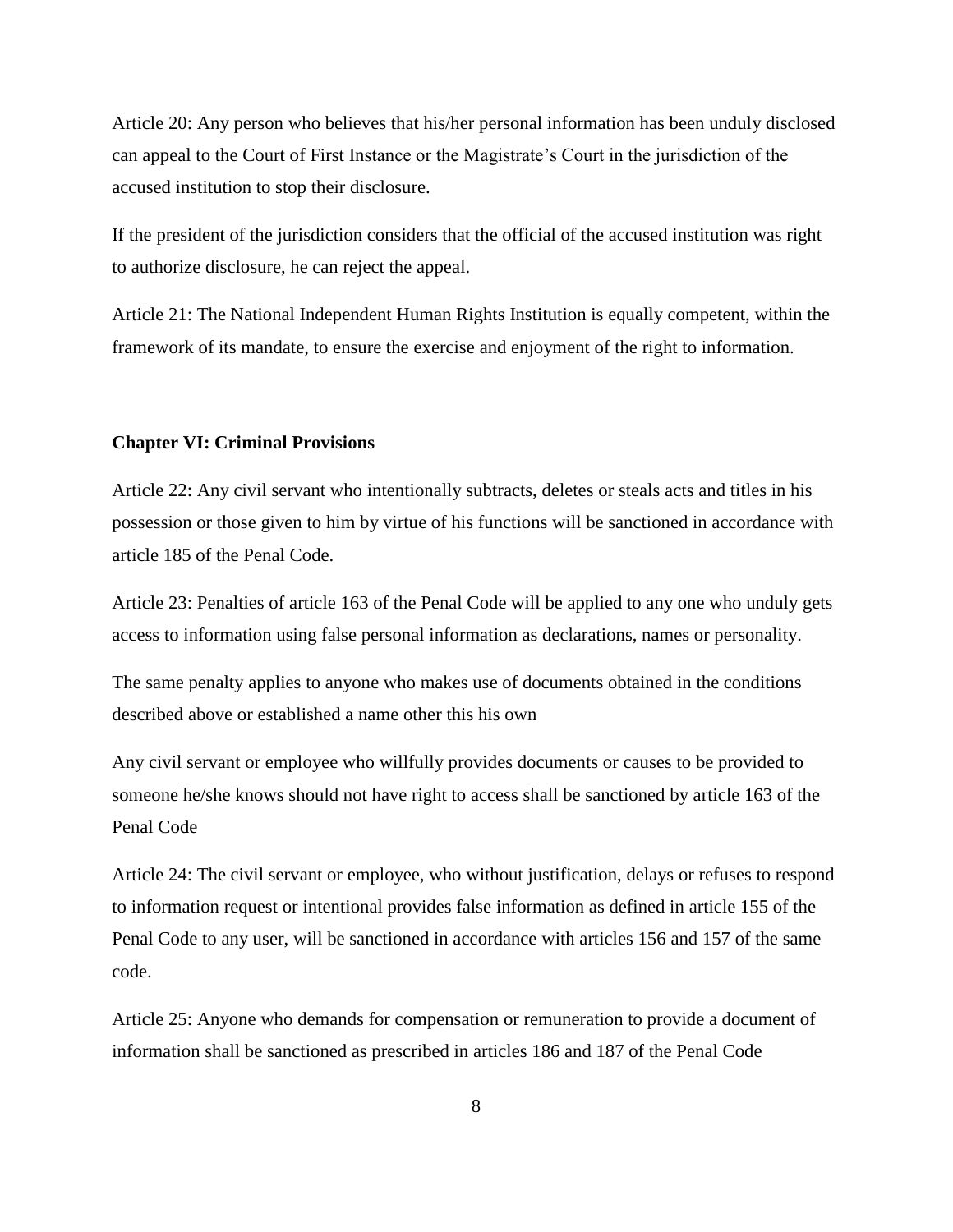Article 20: Any person who believes that his/her personal information has been unduly disclosed can appeal to the Court of First Instance or the Magistrate's Court in the jurisdiction of the accused institution to stop their disclosure.

If the president of the jurisdiction considers that the official of the accused institution was right to authorize disclosure, he can reject the appeal.

Article 21: The National Independent Human Rights Institution is equally competent, within the framework of its mandate, to ensure the exercise and enjoyment of the right to information.

## Chapter VI: Criminal Provisions

Article 22: Any civil servant who intentionally subtracts, deletes or steals acts and titles in his possession or those given to him by virtue of his functions will be sanctioned in accordance with article 185 of the Penal Code.

Article 23: Penalties of article 163 of the Penal Code will be applied to any one who unduly gets access to information using false personal information as declarations, names or personality.

The same penalty applies to anyone who makes use of documents obtained in the conditions described above or established a name other this his own

Any civil servant or employee who willfully provides documents or causes to be provided to someone he/she knows should not have right to access shall be sanctioned by article 163 of the Penal Code

Article 24: The civil servant or employee, who without justification, delays or refuses to respond to information request or intentional provides false information as defined in article 155 of the Penal Code to any user, will be sanctioned in accordance with articles 156 and 157 of the same code.

Article 25: Anyone who demands for compensation or remuneration to provide a document of information shall be sanctioned as prescribed in articles 186 and 187 of the Penal Code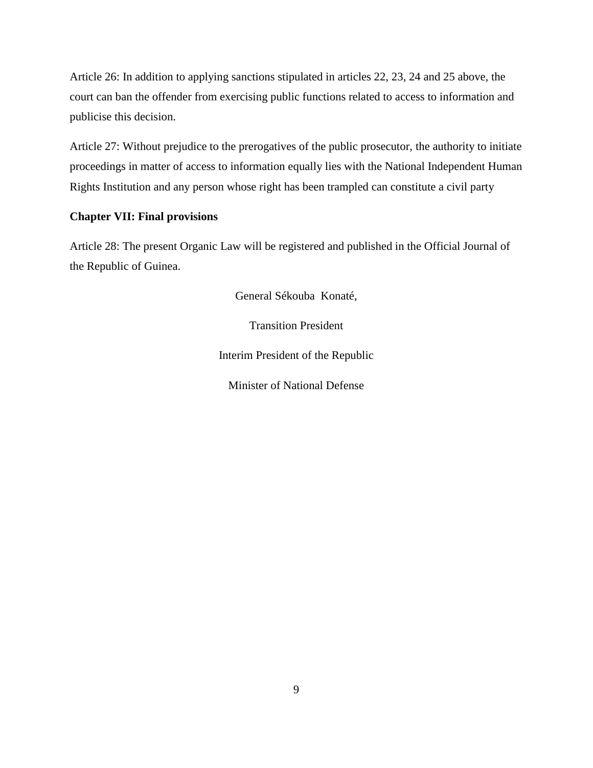Article 26: In addition to applying sanctions stipulated in articles 22, 23, 24 and 25 above, the court can ban the offender from exercising public functions related to access to information and publicise this decision.

Article 27: Without prejudice to the prerogatives of the public prosecutor, the authority to initiate proceedings in matter of access to information equally lies with the National Independent Human Rights Institution and any person whose right has been trampled can constitute a civil party

**Chapter VII: Final provisions**

Article 28: The present Organic Law will be registered and published in the Official Journal of the Republic of Guinea.

General Sékouba Konaté,

Transition President

Interim President of the Republic

Minister of National Defense